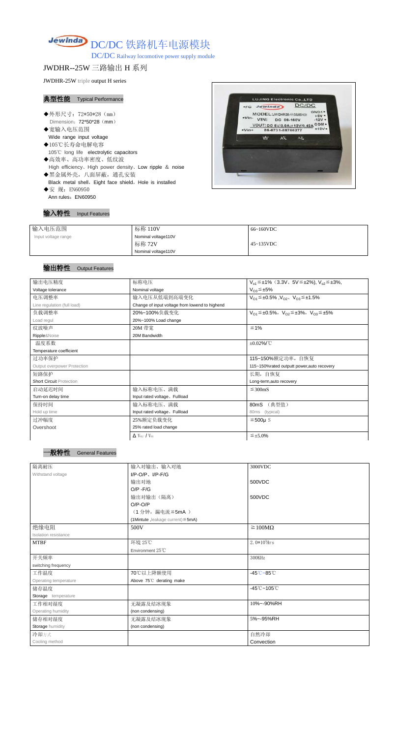# DC/DC 铁路机车电源模块

DC/DC Railway locomotive power supply module

## JWDHR--25W 三路输出 H 系列

JWDHR-25W triple output H series

### 典型性能 Typical Performance

- ◆外形尺寸：72*50*28（mm）
  Dimension：72*50*28（mm）
- ◆宽输入电压范围
  Wide range input voltage
- ◆105℃长寿命电解电容
  105℃ long life electrolytic capacitors
- ◆高效率、高功率密度、低纹波
  High efficiency、High power density、Low ripple & noise
- ◆黑金属外壳，八面屏蔽，通孔安装
  Black metal shell，Eight face shield，Hole is installed
- ◆安 规：EN60950
  Ann rules：EN60950

### 输入特性 Input Features

| 输入电压范围 Input voltage range | 标称 110V Nominal voltage110V | 66~160VDC |
|---|---|---|
| | 标称 72V Nominal voltage110V | 45~135VDC |

### 输出特性 Output Features

| 输出电压精度 Voltage tolerance | 标称电压 Nominal voltage | $V_{o1}$≤±1%（3.3V、5V≤±2%), $V_{o2}$≤±3%, $V_{O3}$≤±5% |
|---|---|---|
| 电压调整率 Line regulation (full load) | 输入电压从低端到高端变化 Change of input voltage from lowend to highend | $V_{O1}$≤±0.5% ,$V_{O2}$、$V_{O3}$≤±1.5% |
| 负载调整率 Load regul | 20%~100%负载变化 20%~100% Load change | $V_{O1}$≤±0.5%，$V_{O2}$≤±3%，$V_{O3}$≤±5% |
| 纹波噪声 Ripple&Noise | 20M 带宽 20M Bandwidth | ≤1% |
| 温度系数 Temperature coefficient | | ±0.02%/℃ |
| 过功率保护 Output overpower Protection | | 115~150%额定功率，自恢复 115~150%rated outputt power,auto recovery |
| 短路保护 Short Circuit Protection | | 长期，自恢复 Long-term,auto recovery |
| 启动延迟时间 Turn-on delay time | 输入标称电压、满载 Input rated voltage、Fullload | ≤300mS |
| 保持时间 Hold up time | 输入标称电压、满载 Input rated voltage、Fullload | 80mS （典型值） 80ms (typical) |
| 过冲幅度 Overshoot | 25%额定负载变化 25% rated load change | ≤500μS |
| | $\Delta V_{01}/V_{01}$ | ≤±5.0% |

### 一般特性 General Features

| 隔离耐压 Withstand voltage | 输入对输出、输入对地 I/P-O/P、I/P-F/G | 3000VDC |
|---|---|---|
| | 输出对地 O/P -F/G | 500VDC |
| | 输出对输出（隔离） O/P-O/P （1 分钟，漏电流≦5mA ） (1Mintute ,leakage current)≦5mA) | 500VDC |
| 绝缘电阻 Isolation resistance | 500V | ≥100MΩ |
| MTBF | 环境 25℃ Environment 25℃ | $2.0*10^5$Hrs |
| 开关频率 switching frequency | | 300KHz |
| 工作温度 Operating temperature | 70℃以上降额使用 Above 75℃ derating make | -45℃~85℃ |
| 储存温度 Storage temperature | | -45℃~105℃ |
| 工作相对湿度 Operating humidity | 无凝露及结冰现象 (non condensing) | 10%~-90%RH |
| 储存相对湿度 Storage humidity | 无凝露及结冰现象 (non condensing) | 5%~-95%RH |
| 冷却方式 Cooling method | | 自然冷却 Convection |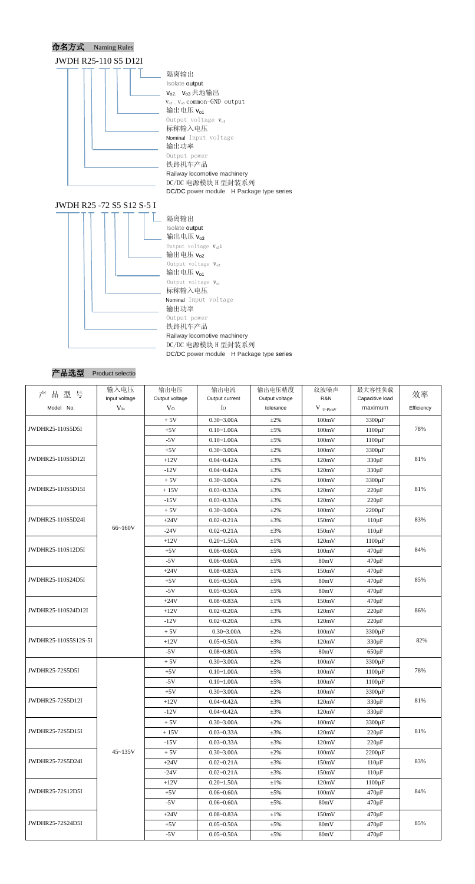## 命名方式 Naming Rules

JWDH R25-110 S5 D12I

- 隔离输出 Isolate output
- $V_{o2}$、$V_{o3}$ 共地输出 $V_{o2}$、$V_{o3}$ common-GND output
- 输出电压 $V_{o1}$ Output voltage $V_{o1}$
- 标称输入电压 Nominal Input voltage
- 输出功率 Output power
- 铁路机车产品 Railway locomotive machinery
- DC/DC 电源模块 H 型封装系列 DC/DC power module H Package type series

JWDH R25 -72 S5 S12 S-5 I

- 隔离输出 Isolate output
- 输出电压 $V_{o3}$ Output voltage $V_{o3}$1
- 输出电压 $V_{o2}$ Output voltage $V_{o2}$
- 输出电压 $V_{o1}$ Output voltage $V_{o1}$
- 标称输入电压 Nominal Input voltage
- 输出功率 Output power
- 铁路机车产品 Railway locomotive machinery
- DC/DC 电源模块 H 型封装系列 DC/DC power module H Package type series

## 产品选型 Product selectio

| 产品型号 Model No. | 输入电压 Input voltage $V_{in}$ | 输出电压 Output voltage $V_O$ | 输出电流 Output current $I_O$ | 输出电压精度 Output voltage tolerance | 纹波噪声 R&N $V_{(P-P)mV}$ | 最大容性负载 Capacitive load maximum | 效率 Efficiency |
|---|---|---|---|---|---|---|---|
| JWDHR25-110S5D5I | 66~160V | + 5V | 0.30~3.00A | ±2% | 100mV | 3300μF | 78% |
| | | +5V | 0.10~1.00A | ±5% | 100mV | 1100μF | |
| | | -5V | 0.10~1.00A | ±5% | 100mV | 1100μF | |
| JWDHR25-110S5D12I | | +5V | 0.30~3.00A | ±2% | 100mV | 3300μF | 81% |
| | | +12V | 0.04~0.42A | ±3% | 120mV | 330μF | |
| | | -12V | 0.04~0.42A | ±3% | 120mV | 330μF | |
| JWDHR25-110S5D15I | | + 5V | 0.30~3.00A | ±2% | 100mV | 3300μF | 81% |
| | | + 15V | 0.03~0.33A | ±3% | 120mV | 220μF | |
| | | -15V | 0.03~0.33A | ±3% | 120mV | 220μF | |
| JWDHR25-110S5D24I | | + 5V | 0.30~3.00A | ±2% | 100mV | 2200μF | 83% |
| | | +24V | 0.02~0.21A | ±3% | 150mV | 110μF | |
| | | -24V | 0.02~0.21A | ±3% | 150mV | 110μF | |
| JWDHR25-110S12D5I | | +12V | 0.20~1.50A | ±1% | 120mV | 1100μF | 84% |
| | | +5V | 0.06~0.60A | ±5% | 100mV | 470μF | |
| | | -5V | 0.06~0.60A | ±5% | 80mV | 470μF | |
| JWDHR25-110S24D5I | | +24V | 0.08~0.83A | ±1% | 150mV | 470μF | 85% |
| | | +5V | 0.05~0.50A | ±5% | 80mV | 470μF | |
| | | -5V | 0.05~0.50A | ±5% | 80mV | 470μF | |
| JWDHR25-110S24D12I | | +24V | 0.08~0.83A | ±1% | 150mV | 470μF | 86% |
| | | +12V | 0.02~0.20A | ±3% | 120mV | 220μF | |
| | | -12V | 0.02~0.20A | ±3% | 120mV | 220μF | |
| JWDHR25-110S5S12S-5I | | + 5V | 0.30~3.00A | ±2% | 100mV | 3300μF | 82% |
| | | +12V | 0.05~0.50A | ±3% | 120mV | 330μF | |
| | | -5V | 0.08~0.80A | ±5% | 80mV | 650μF | |
| JWDHR25-72S5D5I | 45~135V | + 5V | 0.30~3.00A | ±2% | 100mV | 3300μF | 78% |
| | | +5V | 0.10~1.00A | ±5% | 100mV | 1100μF | |
| | | -5V | 0.10~1.00A | ±5% | 100mV | 1100μF | |
| JWDHR25-72S5D12I | | +5V | 0.30~3.00A | ±2% | 100mV | 3300μF | 81% |
| | | +12V | 0.04~0.42A | ±3% | 120mV | 330μF | |
| | | -12V | 0.04~0.42A | ±3% | 120mV | 330μF | |
| JWDHR25-72S5D15I | | + 5V | 0.30~3.00A | ±2% | 100mV | 3300μF | 81% |
| | | + 15V | 0.03~0.33A | ±3% | 120mV | 220μF | |
| | | -15V | 0.03~0.33A | ±3% | 120mV | 220μF | |
| JWDHR25-72S5D24I | | + 5V | 0.30~3.00A | ±2% | 100mV | 2200μF | 83% |
| | | +24V | 0.02~0.21A | ±3% | 150mV | 110μF | |
| | | -24V | 0.02~0.21A | ±3% | 150mV | 110μF | |
| JWDHR25-72S12D5I | | +12V | 0.20~1.50A | ±1% | 120mV | 1100μF | 84% |
| | | +5V | 0.06~0.60A | ±5% | 100mV | 470μF | |
| | | -5V | 0.06~0.60A | ±5% | 80mV | 470μF | |
| JWDHR25-72S24D5I | | +24V | 0.08~0.83A | ±1% | 150mV | 470μF | 85% |
| | | +5V | 0.05~0.50A | ±5% | 80mV | 470μF | |
| | | -5V | 0.05~0.50A | ±5% | 80mV | 470μF | |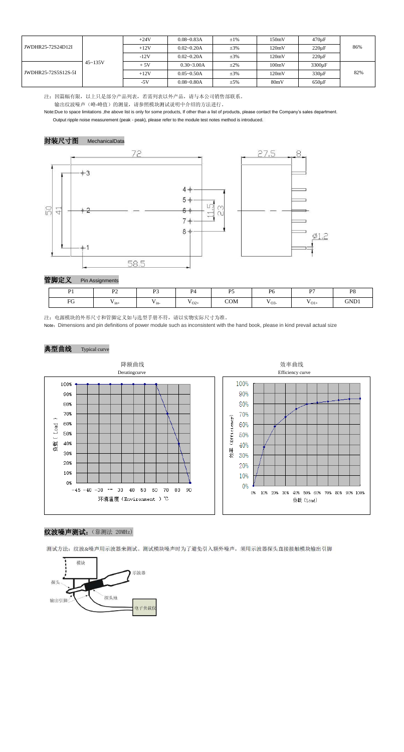| | | | | | | | |
|---|---|---|---|---|---|---|---|
| JWDHR25-72S24D12I | 45~135V | +24V | 0.08~0.83A | ±1% | 150mV | 470μF | 86% |
| | | +12V | 0.02~0.20A | ±3% | 120mV | 220μF | |
| | | -12V | 0.02~0.20A | ±3% | 120mV | 220μF | |
| JWDHR25-72S5S12S-5I | | + 5V | 0.30~3.00A | ±2% | 100mV | 3300μF | 82% |
| | | +12V | 0.05~0.50A | ±3% | 120mV | 330μF | |
| | | -5V | 0.08~0.80A | ±5% | 80mV | 650μF | |

注：因篇幅有限，以上只是部分产品列表，若需列表以外产品，请与本公司销售部联系。

输出纹波噪声（峰-峰值）的测量，请参照模块测试说明中介绍的方法进行。

Note:Due to space limitations ,the above list is only for some products, If other than a list of products, please contact the Company's sales department.

Output ripple noise measurement (peak - peak), please refer to the module test notes method is introduced.

## 封装尺寸图 MechanicalData

72
27.5
8
50
41
11.5
23
58.5
Ø1.2
1 2 3 4 5 6 7 8

## 管脚定义 Pin Assignments

| P1 | P2 | P3 | P4 | P5 | P6 | P7 | P8 |
|---|---|---|---|---|---|---|---|
| FG | $V_{in+}$ | $V_{in-}$ | $V_{O2+}$ | COM | $V_{O3-}$ | $V_{O1+}$ | GND1 |

注：电源模块的外形尺寸和管脚定义如与选型手册不符，请以实物实际尺寸为准。

Note：Dimensions and pin definitions of power module such as inconsistent with the hand book, please in kind prevail actual size

## 典型曲线 Typical curve

降额曲线
Deratingcurve

100%
90%
80%
70%
60%
50%
40%
30%
20%
10%
0%
负载（Load）
-45 -40 -30 … 30 40 50 60 70 80 90
环境温度（Environment ）℃

效率曲线
Efficiency curve

100%
90%
80%
70%
60%
50%
40%
30%
20%
10%
0%
效率（Efficiency）
0% 10% 20% 30% 40% 50% 60% 70% 80% 90% 100%
负载（Load）

## 纹波噪声测试：（靠测法 20MHz）

测试方法：纹波&噪声用示波器来测试。测试模块噪声时为了避免引入额外噪声，须用示波器探头直接接触模块输出引脚

模块
示波器
探头
探头地
输出引脚
电子负载仪